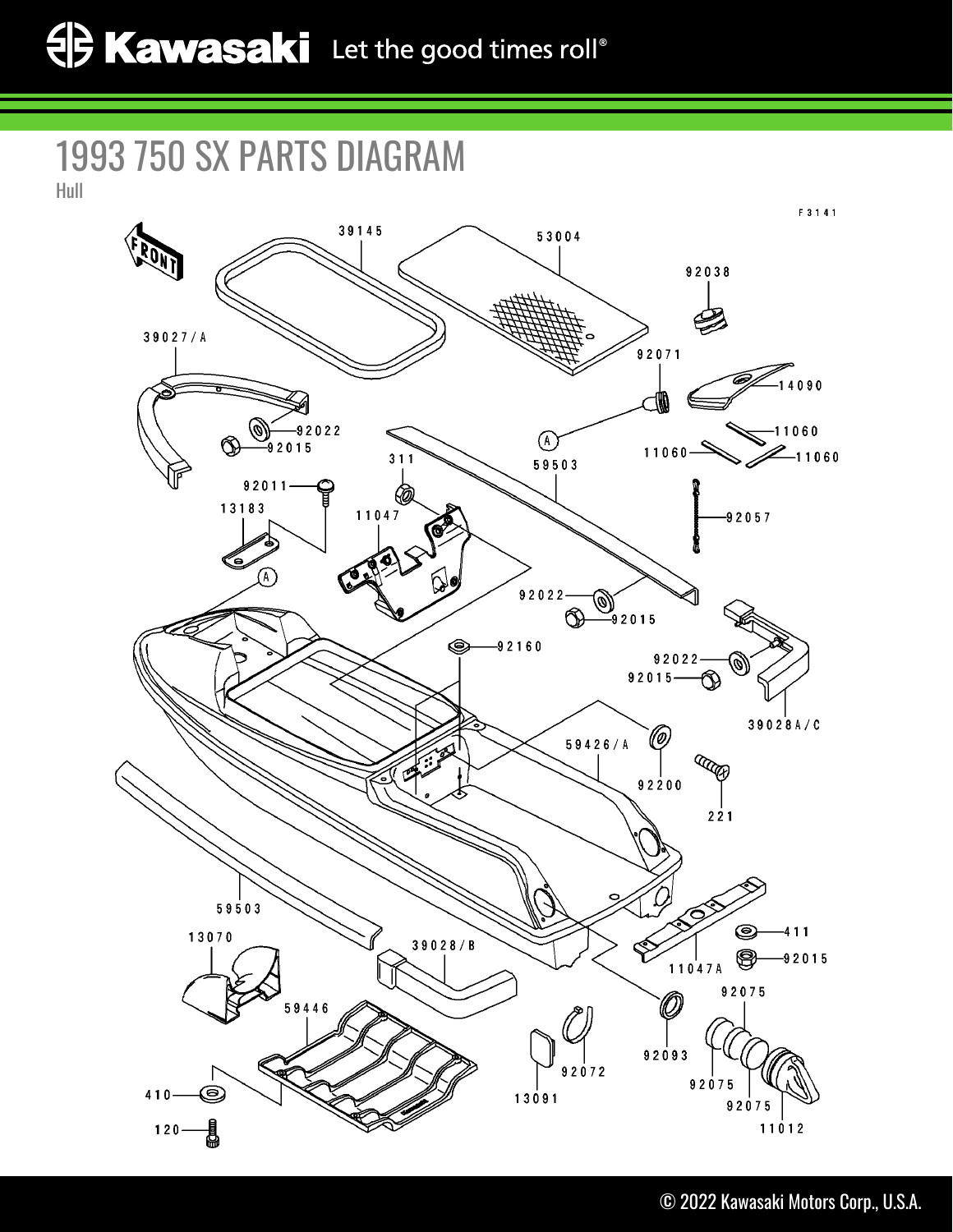Kawasaki Let the good times roll®

# 1993 750 SX PARTS DIAGRAM

Hull

F3141

FRONT

39145
53004
92038
39027/A
92071
14090
92022
92015
A
11060
11060
11060
311
59503
92011
92057
13183
11047
A
92022
92015
92160
92022
92015
39028A/C
59426/A
92200
221
59503
411
13070
39028/B
11047A
92015
59446
92075
92093
92072
92075
410
13091
92075
11012
120

© 2022 Kawasaki Motors Corp., U.S.A.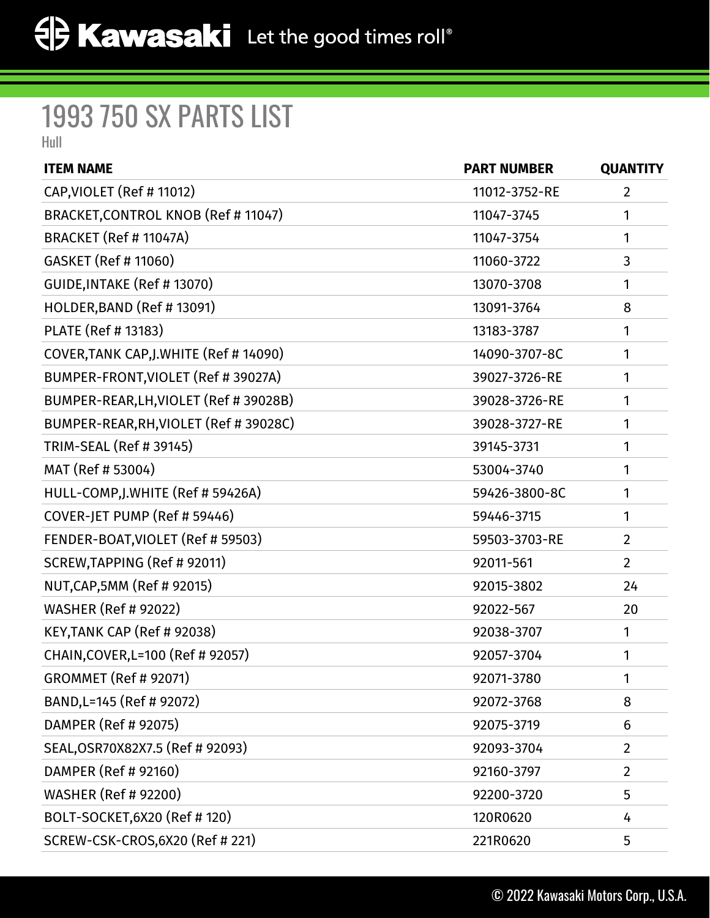# 1993 750 SX PARTS LIST

Hull

| ITEM NAME | PART NUMBER | QUANTITY |
| --- | --- | --- |
| CAP,VIOLET (Ref # 11012) | 11012-3752-RE | 2 |
| BRACKET,CONTROL KNOB (Ref # 11047) | 11047-3745 | 1 |
| BRACKET (Ref # 11047A) | 11047-3754 | 1 |
| GASKET (Ref # 11060) | 11060-3722 | 3 |
| GUIDE,INTAKE (Ref # 13070) | 13070-3708 | 1 |
| HOLDER,BAND (Ref # 13091) | 13091-3764 | 8 |
| PLATE (Ref # 13183) | 13183-3787 | 1 |
| COVER,TANK CAP,J.WHITE (Ref # 14090) | 14090-3707-8C | 1 |
| BUMPER-FRONT,VIOLET (Ref # 39027A) | 39027-3726-RE | 1 |
| BUMPER-REAR,LH,VIOLET (Ref # 39028B) | 39028-3726-RE | 1 |
| BUMPER-REAR,RH,VIOLET (Ref # 39028C) | 39028-3727-RE | 1 |
| TRIM-SEAL (Ref # 39145) | 39145-3731 | 1 |
| MAT (Ref # 53004) | 53004-3740 | 1 |
| HULL-COMP,J.WHITE (Ref # 59426A) | 59426-3800-8C | 1 |
| COVER-JET PUMP (Ref # 59446) | 59446-3715 | 1 |
| FENDER-BOAT,VIOLET (Ref # 59503) | 59503-3703-RE | 2 |
| SCREW,TAPPING (Ref # 92011) | 92011-561 | 2 |
| NUT,CAP,5MM (Ref # 92015) | 92015-3802 | 24 |
| WASHER (Ref # 92022) | 92022-567 | 20 |
| KEY,TANK CAP (Ref # 92038) | 92038-3707 | 1 |
| CHAIN,COVER,L=100 (Ref # 92057) | 92057-3704 | 1 |
| GROMMET (Ref # 92071) | 92071-3780 | 1 |
| BAND,L=145 (Ref # 92072) | 92072-3768 | 8 |
| DAMPER (Ref # 92075) | 92075-3719 | 6 |
| SEAL,OSR70X82X7.5 (Ref # 92093) | 92093-3704 | 2 |
| DAMPER (Ref # 92160) | 92160-3797 | 2 |
| WASHER (Ref # 92200) | 92200-3720 | 5 |
| BOLT-SOCKET,6X20 (Ref # 120) | 120R0620 | 4 |
| SCREW-CSK-CROS,6X20 (Ref # 221) | 221R0620 | 5 |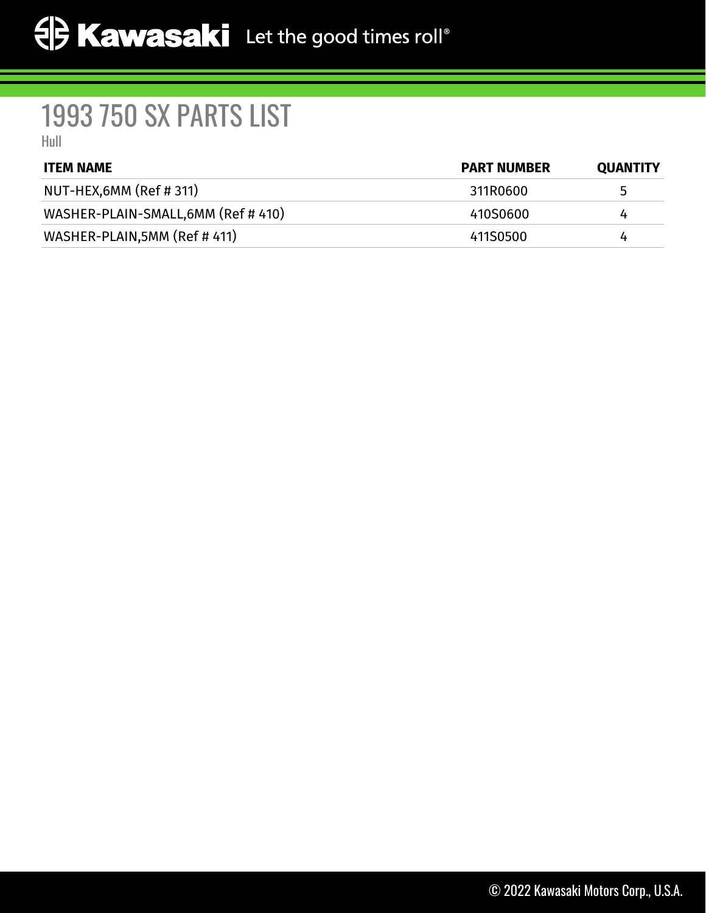# 1993 750 SX PARTS LIST

Hull

| ITEM NAME | PART NUMBER | QUANTITY |
| --- | --- | --- |
| NUT-HEX,6MM (Ref # 311) | 311R0600 | 5 |
| WASHER-PLAIN-SMALL,6MM (Ref # 410) | 410S0600 | 4 |
| WASHER-PLAIN,5MM (Ref # 411) | 411S0500 | 4 |